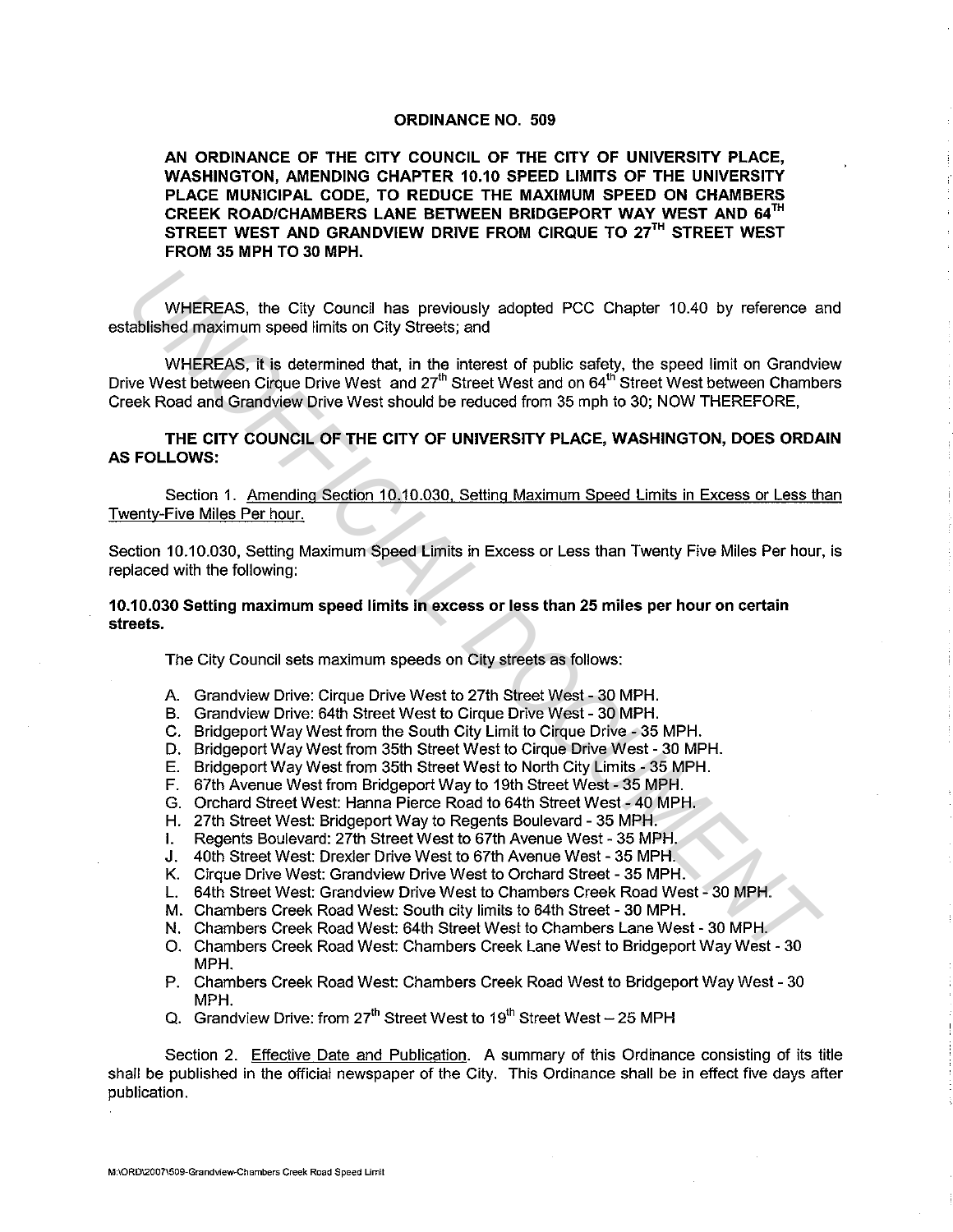# ORDINANCE NO. 509

**AN ORDINANCE OF THE CITY COUNCIL OF THE CITY OF UNIVERSITY PLACE, WASHINGTON, AMENDING CHAPTER 10.10 SPEED LIMITS OF THE UNIVERSITY PLACE MUNICIPAL CODE, TO REDUCE THE MAXIMUM SPEED ON CHAMBERS CREEK ROAD/CHAMBERS LANE BETWEEN BRIDGEPORT WAY WEST AND 64TH STREET WEST AND GRANDVIEW DRIVE FROM CIRQUE TO 27TH STREET WEST FROM 35 MPH TO 30 MPH.**

WHEREAS, the City Council has previously adopted PCC Chapter 10.40 by reference and established maximum speed limits on City Streets; and

WHEREAS, it is determined that, in the interest of public safety, the speed limit on Grandview Drive West between Cirque Drive West and 27th Street West and on 64th Street West between Chambers Creek Road and Grandview Drive West should be reduced from 35 mph to 30; NOW THEREFORE,

**THE CITY COUNCIL OF THE CITY OF UNIVERSITY PLACE, WASHINGTON, DOES ORDAIN AS FOLLOWS:**

Section 1. Amending Section 10.10.030, Setting Maximum Speed Limits in Excess or Less than Twenty-Five Miles Per hour.

Section 10.10.030, Setting Maximum Speed Limits in Excess or Less than Twenty Five Miles Per hour, is replaced with the following:

**10.10.030 Setting maximum speed limits in excess or less than 25 miles per hour on certain streets.**

The City Council sets maximum speeds on City streets as follows:

A. Grandview Drive: Cirque Drive West to 27th Street West - 30 MPH.
B. Grandview Drive: 64th Street West to Cirque Drive West - 30 MPH.
C. Bridgeport Way West from the South City Limit to Cirque Drive - 35 MPH.
D. Bridgeport Way West from 35th Street West to Cirque Drive West - 30 MPH.
E. Bridgeport Way West from 35th Street West to North City Limits - 35 MPH.
F. 67th Avenue West from Bridgeport Way to 19th Street West - 35 MPH.
G. Orchard Street West: Hanna Pierce Road to 64th Street West - 40 MPH.
H. 27th Street West: Bridgeport Way to Regents Boulevard - 35 MPH.
I. Regents Boulevard: 27th Street West to 67th Avenue West - 35 MPH.
J. 40th Street West: Drexler Drive West to 67th Avenue West - 35 MPH.
K. Cirque Drive West: Grandview Drive West to Orchard Street - 35 MPH.
L. 64th Street West: Grandview Drive West to Chambers Creek Road West - 30 MPH.
M. Chambers Creek Road West: South city limits to 64th Street - 30 MPH.
N. Chambers Creek Road West: 64th Street West to Chambers Lane West - 30 MPH.
O. Chambers Creek Road West: Chambers Creek Lane West to Bridgeport Way West - 30 MPH.
P. Chambers Creek Road West: Chambers Creek Road West to Bridgeport Way West - 30 MPH.
Q. Grandview Drive: from 27th Street West to 19th Street West – 25 MPH

Section 2. Effective Date and Publication. A summary of this Ordinance consisting of its title shall be published in the official newspaper of the City. This Ordinance shall be in effect five days after publication.

M:\ORD\2007\509-Grandview-Chambers Creek Road Speed Limit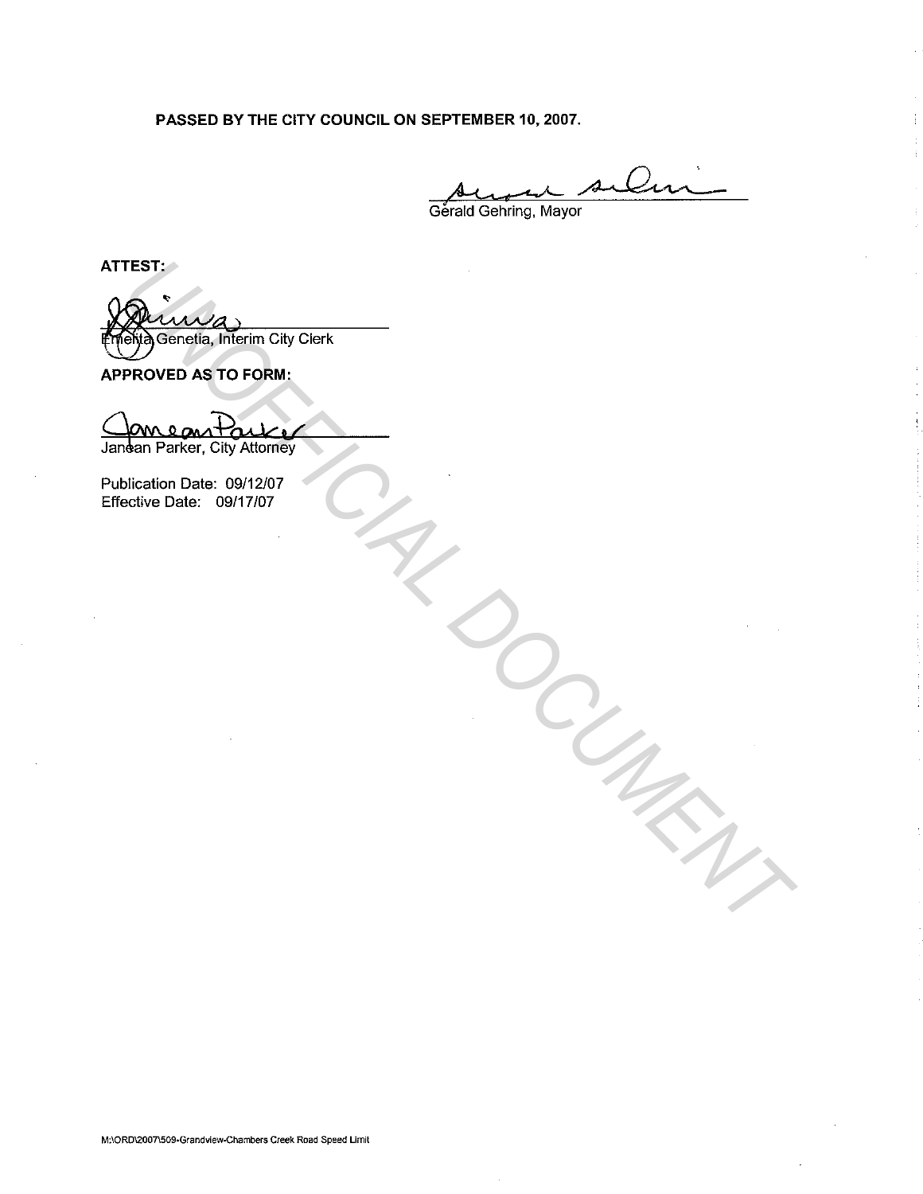**PASSED BY THE CITY COUNCIL ON SEPTEMBER 10, 2007.**

Gerald Gehring, Mayor

**ATTEST:**

Emelita Genetia, Interim City Clerk

**APPROVED AS TO FORM:**

Janean Parker, City Attorney

Publication Date: 09/12/07
Effective Date: 09/17/07

UNOFFICIAL DOCUMENT

M:\ORD\2007\509-Grandview-Chambers Creek Road Speed Limit